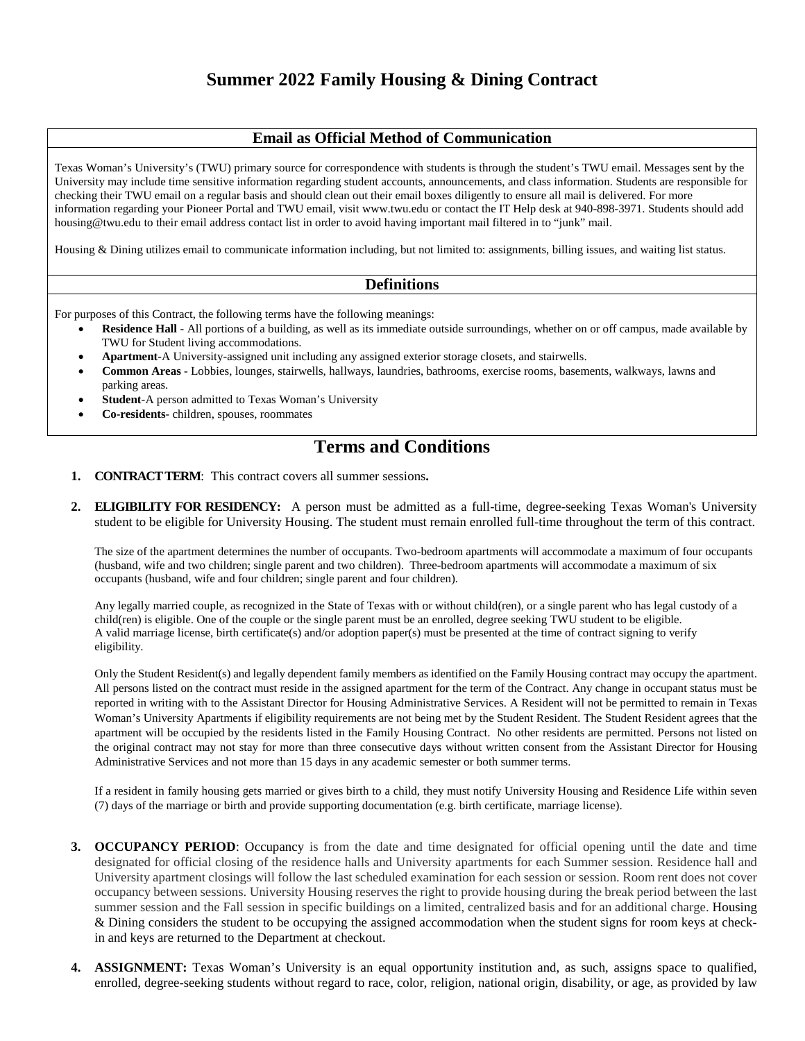# Summer 2022 Family Housing & Dining Contract

## Email as Official Method of Communication

Texas Woman's University's (TWU) primary source for correspondence with students is through the student's TWU email. Messages sent by the University may include time sensitive information regarding student accounts, announcements, and class information. Students are responsible for checking their TWU email on a regular basis and should clean out their email boxes diligently to ensure all mail is delivered. For more information regarding your Pioneer Portal and TWU email, visit www.twu.edu or contact the IT Help desk at 940-898-3971. Students should add housing@twu.edu to their email address contact list in order to avoid having important mail filtered in to "junk" mail.

Housing & Dining utilizes email to communicate information including, but not limited to: assignments, billing issues, and waiting list status.

## Definitions

For purposes of this Contract, the following terms have the following meanings:

- **Residence Hall** - All portions of a building, as well as its immediate outside surroundings, whether on or off campus, made available by TWU for Student living accommodations.
- **Apartment**-A University-assigned unit including any assigned exterior storage closets, and stairwells.
- **Common Areas** - Lobbies, lounges, stairwells, hallways, laundries, bathrooms, exercise rooms, basements, walkways, lawns and parking areas.
- **Student**-A person admitted to Texas Woman's University
- **Co-residents**- children, spouses, roommates

## Terms and Conditions

1. **CONTRACT TERM**: This contract covers all summer sessions**.**

2. **ELIGIBILITY FOR RESIDENCY:** A person must be admitted as a full-time, degree-seeking Texas Woman's University student to be eligible for University Housing. The student must remain enrolled full-time throughout the term of this contract.

   The size of the apartment determines the number of occupants. Two-bedroom apartments will accommodate a maximum of four occupants (husband, wife and two children; single parent and two children). Three-bedroom apartments will accommodate a maximum of six occupants (husband, wife and four children; single parent and four children).

   Any legally married couple, as recognized in the State of Texas with or without child(ren), or a single parent who has legal custody of a child(ren) is eligible. One of the couple or the single parent must be an enrolled, degree seeking TWU student to be eligible. A valid marriage license, birth certificate(s) and/or adoption paper(s) must be presented at the time of contract signing to verify eligibility.

   Only the Student Resident(s) and legally dependent family members as identified on the Family Housing contract may occupy the apartment. All persons listed on the contract must reside in the assigned apartment for the term of the Contract. Any change in occupant status must be reported in writing with to the Assistant Director for Housing Administrative Services. A Resident will not be permitted to remain in Texas Woman's University Apartments if eligibility requirements are not being met by the Student Resident. The Student Resident agrees that the apartment will be occupied by the residents listed in the Family Housing Contract. No other residents are permitted. Persons not listed on the original contract may not stay for more than three consecutive days without written consent from the Assistant Director for Housing Administrative Services and not more than 15 days in any academic semester or both summer terms.

   If a resident in family housing gets married or gives birth to a child, they must notify University Housing and Residence Life within seven (7) days of the marriage or birth and provide supporting documentation (e.g. birth certificate, marriage license).

3. **OCCUPANCY PERIOD**: Occupancy is from the date and time designated for official opening until the date and time designated for official closing of the residence halls and University apartments for each Summer session. Residence hall and University apartment closings will follow the last scheduled examination for each session or session. Room rent does not cover occupancy between sessions. University Housing reserves the right to provide housing during the break period between the last summer session and the Fall session in specific buildings on a limited, centralized basis and for an additional charge. Housing & Dining considers the student to be occupying the assigned accommodation when the student signs for room keys at check-in and keys are returned to the Department at checkout.

4. **ASSIGNMENT:** Texas Woman's University is an equal opportunity institution and, as such, assigns space to qualified, enrolled, degree-seeking students without regard to race, color, religion, national origin, disability, or age, as provided by law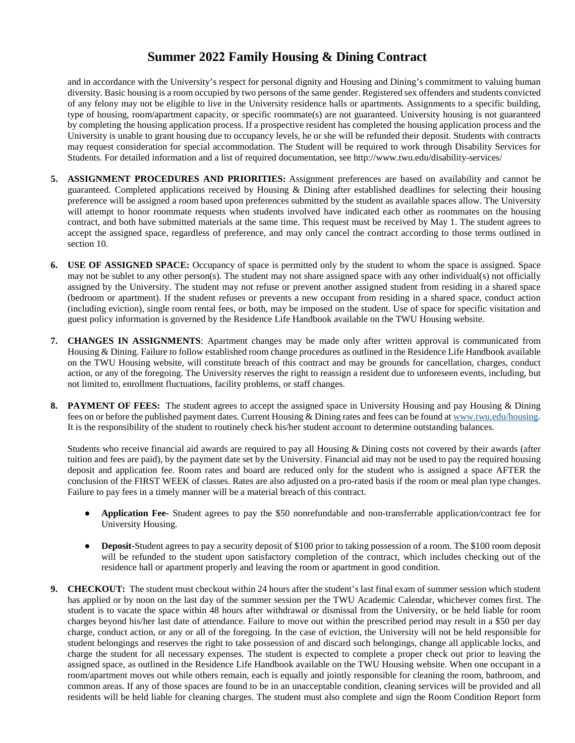# Summer 2022 Family Housing & Dining Contract

and in accordance with the University's respect for personal dignity and Housing and Dining's commitment to valuing human diversity. Basic housing is a room occupied by two persons of the same gender. Registered sex offenders and students convicted of any felony may not be eligible to live in the University residence halls or apartments. Assignments to a specific building, type of housing, room/apartment capacity, or specific roommate(s) are not guaranteed. University housing is not guaranteed by completing the housing application process. If a prospective resident has completed the housing application process and the University is unable to grant housing due to occupancy levels, he or she will be refunded their deposit. Students with contracts may request consideration for special accommodation. The Student will be required to work through Disability Services for Students. For detailed information and a list of required documentation, see http://www.twu.edu/disability-services/

5. **ASSIGNMENT PROCEDURES AND PRIORITIES:** Assignment preferences are based on availability and cannot be guaranteed. Completed applications received by Housing & Dining after established deadlines for selecting their housing preference will be assigned a room based upon preferences submitted by the student as available spaces allow. The University will attempt to honor roommate requests when students involved have indicated each other as roommates on the housing contract, and both have submitted materials at the same time. This request must be received by May 1. The student agrees to accept the assigned space, regardless of preference, and may only cancel the contract according to those terms outlined in section 10.

6. **USE OF ASSIGNED SPACE:** Occupancy of space is permitted only by the student to whom the space is assigned. Space may not be sublet to any other person(s). The student may not share assigned space with any other individual(s) not officially assigned by the University. The student may not refuse or prevent another assigned student from residing in a shared space (bedroom or apartment). If the student refuses or prevents a new occupant from residing in a shared space, conduct action (including eviction), single room rental fees, or both, may be imposed on the student. Use of space for specific visitation and guest policy information is governed by the Residence Life Handbook available on the TWU Housing website.

7. **CHANGES IN ASSIGNMENTS**: Apartment changes may be made only after written approval is communicated from Housing & Dining. Failure to follow established room change procedures as outlined in the Residence Life Handbook available on the TWU Housing website, will constitute breach of this contract and may be grounds for cancellation, charges, conduct action, or any of the foregoing. The University reserves the right to reassign a resident due to unforeseen events, including, but not limited to, enrollment fluctuations, facility problems, or staff changes.

8. **PAYMENT OF FEES:** The student agrees to accept the assigned space in University Housing and pay Housing & Dining fees on or before the published payment dates. Current Housing & Dining rates and fees can be found at [www.twu.edu/housing](www.twu.edu/housing). It is the responsibility of the student to routinely check his/her student account to determine outstanding balances.

   Students who receive financial aid awards are required to pay all Housing & Dining costs not covered by their awards (after tuition and fees are paid), by the payment date set by the University. Financial aid may not be used to pay the required housing deposit and application fee. Room rates and board are reduced only for the student who is assigned a space AFTER the conclusion of the FIRST WEEK of classes. Rates are also adjusted on a pro-rated basis if the room or meal plan type changes. Failure to pay fees in a timely manner will be a material breach of this contract.

   - **Application Fee-** Student agrees to pay the $50 nonrefundable and non-transferrable application/contract fee for University Housing.
   - **Deposit-**Student agrees to pay a security deposit of $100 prior to taking possession of a room. The $100 room deposit will be refunded to the student upon satisfactory completion of the contract, which includes checking out of the residence hall or apartment properly and leaving the room or apartment in good condition.

9. **CHECKOUT:** The student must checkout within 24 hours after the student's last final exam of summer session which student has applied or by noon on the last day of the summer session per the TWU Academic Calendar, whichever comes first. The student is to vacate the space within 48 hours after withdrawal or dismissal from the University, or be held liable for room charges beyond his/her last date of attendance. Failure to move out within the prescribed period may result in a $50 per day charge, conduct action, or any or all of the foregoing. In the case of eviction, the University will not be held responsible for student belongings and reserves the right to take possession of and discard such belongings, change all applicable locks, and charge the student for all necessary expenses. The student is expected to complete a proper check out prior to leaving the assigned space, as outlined in the Residence Life Handbook available on the TWU Housing website. When one occupant in a room/apartment moves out while others remain, each is equally and jointly responsible for cleaning the room, bathroom, and common areas. If any of those spaces are found to be in an unacceptable condition, cleaning services will be provided and all residents will be held liable for cleaning charges. The student must also complete and sign the Room Condition Report form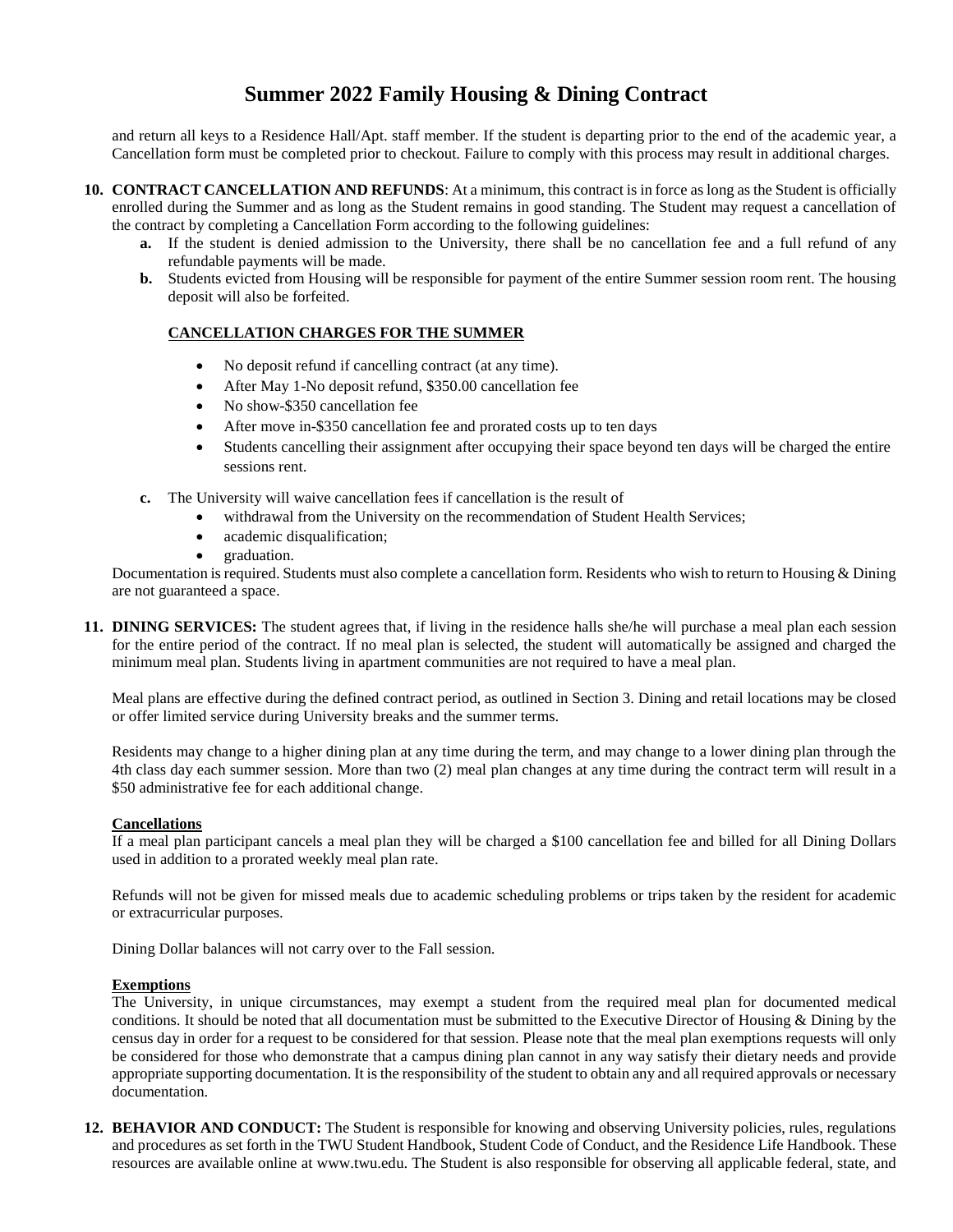and return all keys to a Residence Hall/Apt. staff member. If the student is departing prior to the end of the academic year, a Cancellation form must be completed prior to checkout. Failure to comply with this process may result in additional charges.

10. **CONTRACT CANCELLATION AND REFUNDS**: At a minimum, this contract is in force as long as the Student is officially enrolled during the Summer and as long as the Student remains in good standing. The Student may request a cancellation of the contract by completing a Cancellation Form according to the following guidelines:
    - **a.** If the student is denied admission to the University, there shall be no cancellation fee and a full refund of any refundable payments will be made.
    - **b.** Students evicted from Housing will be responsible for payment of the entire Summer session room rent. The housing deposit will also be forfeited.

    **CANCELLATION CHARGES FOR THE SUMMER**

    - No deposit refund if cancelling contract (at any time).
    - After May 1-No deposit refund, $350.00 cancellation fee
    - No show-$350 cancellation fee
    - After move in-$350 cancellation fee and prorated costs up to ten days
    - Students cancelling their assignment after occupying their space beyond ten days will be charged the entire sessions rent.

    - **c.** The University will waive cancellation fees if cancellation is the result of
      - withdrawal from the University on the recommendation of Student Health Services;
      - academic disqualification;
      - graduation.

    Documentation is required. Students must also complete a cancellation form. Residents who wish to return to Housing & Dining are not guaranteed a space.

11. **DINING SERVICES:** The student agrees that, if living in the residence halls she/he will purchase a meal plan each session for the entire period of the contract. If no meal plan is selected, the student will automatically be assigned and charged the minimum meal plan. Students living in apartment communities are not required to have a meal plan.

    Meal plans are effective during the defined contract period, as outlined in Section 3. Dining and retail locations may be closed or offer limited service during University breaks and the summer terms.

    Residents may change to a higher dining plan at any time during the term, and may change to a lower dining plan through the 4th class day each summer session. More than two (2) meal plan changes at any time during the contract term will result in a $50 administrative fee for each additional change.

    **Cancellations**
    If a meal plan participant cancels a meal plan they will be charged a $100 cancellation fee and billed for all Dining Dollars used in addition to a prorated weekly meal plan rate.

    Refunds will not be given for missed meals due to academic scheduling problems or trips taken by the resident for academic or extracurricular purposes.

    Dining Dollar balances will not carry over to the Fall session.

    **Exemptions**
    The University, in unique circumstances, may exempt a student from the required meal plan for documented medical conditions. It should be noted that all documentation must be submitted to the Executive Director of Housing & Dining by the census day in order for a request to be considered for that session. Please note that the meal plan exemptions requests will only be considered for those who demonstrate that a campus dining plan cannot in any way satisfy their dietary needs and provide appropriate supporting documentation. It is the responsibility of the student to obtain any and all required approvals or necessary documentation.

12. **BEHAVIOR AND CONDUCT:** The Student is responsible for knowing and observing University policies, rules, regulations and procedures as set forth in the TWU Student Handbook, Student Code of Conduct, and the Residence Life Handbook. These resources are available online at www.twu.edu. The Student is also responsible for observing all applicable federal, state, and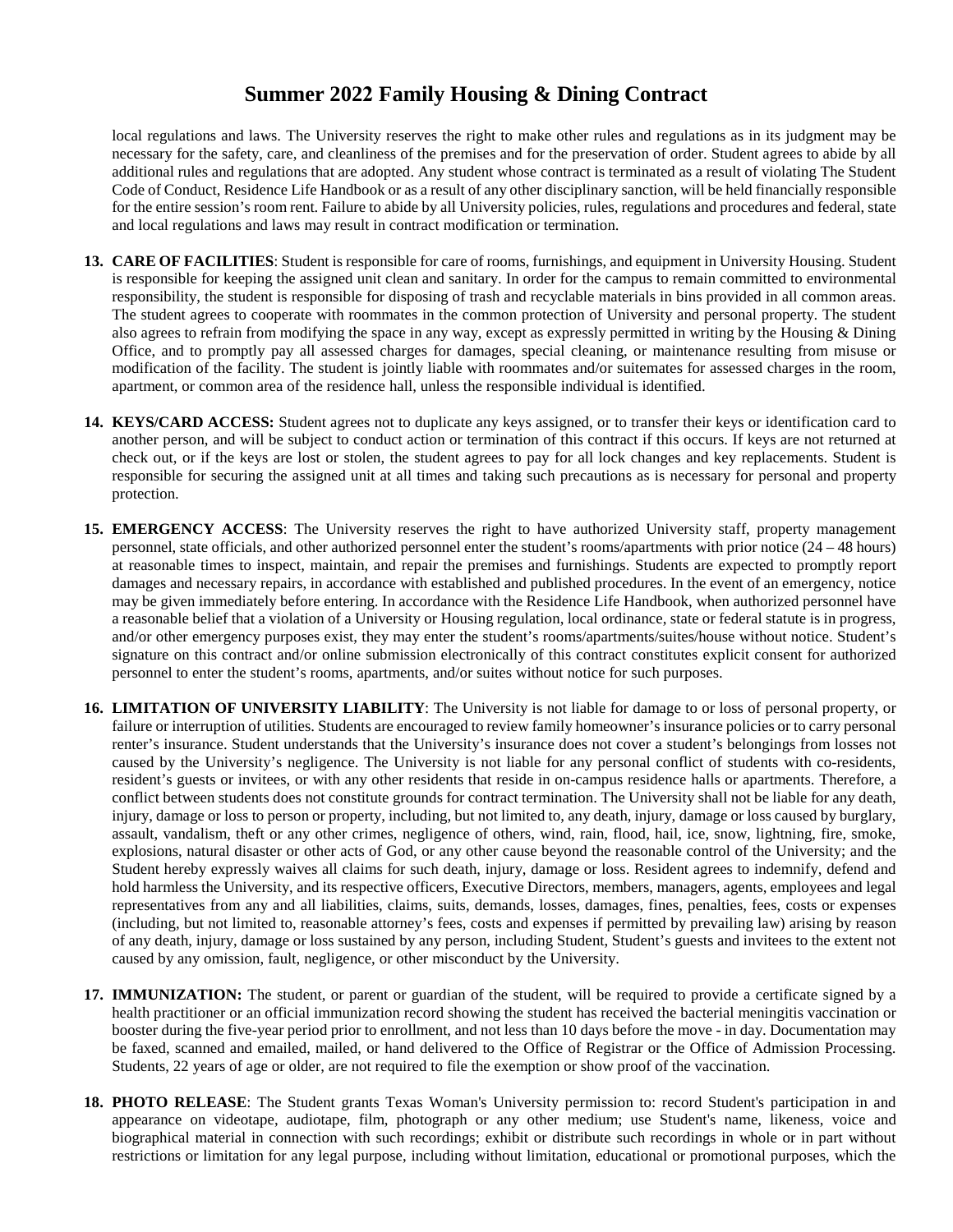local regulations and laws. The University reserves the right to make other rules and regulations as in its judgment may be necessary for the safety, care, and cleanliness of the premises and for the preservation of order. Student agrees to abide by all additional rules and regulations that are adopted. Any student whose contract is terminated as a result of violating The Student Code of Conduct, Residence Life Handbook or as a result of any other disciplinary sanction, will be held financially responsible for the entire session's room rent. Failure to abide by all University policies, rules, regulations and procedures and federal, state and local regulations and laws may result in contract modification or termination.

13. **CARE OF FACILITIES**: Student is responsible for care of rooms, furnishings, and equipment in University Housing. Student is responsible for keeping the assigned unit clean and sanitary. In order for the campus to remain committed to environmental responsibility, the student is responsible for disposing of trash and recyclable materials in bins provided in all common areas. The student agrees to cooperate with roommates in the common protection of University and personal property. The student also agrees to refrain from modifying the space in any way, except as expressly permitted in writing by the Housing & Dining Office, and to promptly pay all assessed charges for damages, special cleaning, or maintenance resulting from misuse or modification of the facility. The student is jointly liable with roommates and/or suitemates for assessed charges in the room, apartment, or common area of the residence hall, unless the responsible individual is identified.

14. **KEYS/CARD ACCESS:** Student agrees not to duplicate any keys assigned, or to transfer their keys or identification card to another person, and will be subject to conduct action or termination of this contract if this occurs. If keys are not returned at check out, or if the keys are lost or stolen, the student agrees to pay for all lock changes and key replacements. Student is responsible for securing the assigned unit at all times and taking such precautions as is necessary for personal and property protection.

15. **EMERGENCY ACCESS**: The University reserves the right to have authorized University staff, property management personnel, state officials, and other authorized personnel enter the student's rooms/apartments with prior notice (24 – 48 hours) at reasonable times to inspect, maintain, and repair the premises and furnishings. Students are expected to promptly report damages and necessary repairs, in accordance with established and published procedures. In the event of an emergency, notice may be given immediately before entering. In accordance with the Residence Life Handbook, when authorized personnel have a reasonable belief that a violation of a University or Housing regulation, local ordinance, state or federal statute is in progress, and/or other emergency purposes exist, they may enter the student's rooms/apartments/suites/house without notice. Student's signature on this contract and/or online submission electronically of this contract constitutes explicit consent for authorized personnel to enter the student's rooms, apartments, and/or suites without notice for such purposes.

16. **LIMITATION OF UNIVERSITY LIABILITY**: The University is not liable for damage to or loss of personal property, or failure or interruption of utilities. Students are encouraged to review family homeowner's insurance policies or to carry personal renter's insurance. Student understands that the University's insurance does not cover a student's belongings from losses not caused by the University's negligence. The University is not liable for any personal conflict of students with co-residents, resident's guests or invitees, or with any other residents that reside in on-campus residence halls or apartments. Therefore, a conflict between students does not constitute grounds for contract termination. The University shall not be liable for any death, injury, damage or loss to person or property, including, but not limited to, any death, injury, damage or loss caused by burglary, assault, vandalism, theft or any other crimes, negligence of others, wind, rain, flood, hail, ice, snow, lightning, fire, smoke, explosions, natural disaster or other acts of God, or any other cause beyond the reasonable control of the University; and the Student hereby expressly waives all claims for such death, injury, damage or loss. Resident agrees to indemnify, defend and hold harmless the University, and its respective officers, Executive Directors, members, managers, agents, employees and legal representatives from any and all liabilities, claims, suits, demands, losses, damages, fines, penalties, fees, costs or expenses (including, but not limited to, reasonable attorney's fees, costs and expenses if permitted by prevailing law) arising by reason of any death, injury, damage or loss sustained by any person, including Student, Student's guests and invitees to the extent not caused by any omission, fault, negligence, or other misconduct by the University.

17. **IMMUNIZATION:** The student, or parent or guardian of the student, will be required to provide a certificate signed by a health practitioner or an official immunization record showing the student has received the bacterial meningitis vaccination or booster during the five-year period prior to enrollment, and not less than 10 days before the move - in day. Documentation may be faxed, scanned and emailed, mailed, or hand delivered to the Office of Registrar or the Office of Admission Processing. Students, 22 years of age or older, are not required to file the exemption or show proof of the vaccination.

18. **PHOTO RELEASE**: The Student grants Texas Woman's University permission to: record Student's participation in and appearance on videotape, audiotape, film, photograph or any other medium; use Student's name, likeness, voice and biographical material in connection with such recordings; exhibit or distribute such recordings in whole or in part without restrictions or limitation for any legal purpose, including without limitation, educational or promotional purposes, which the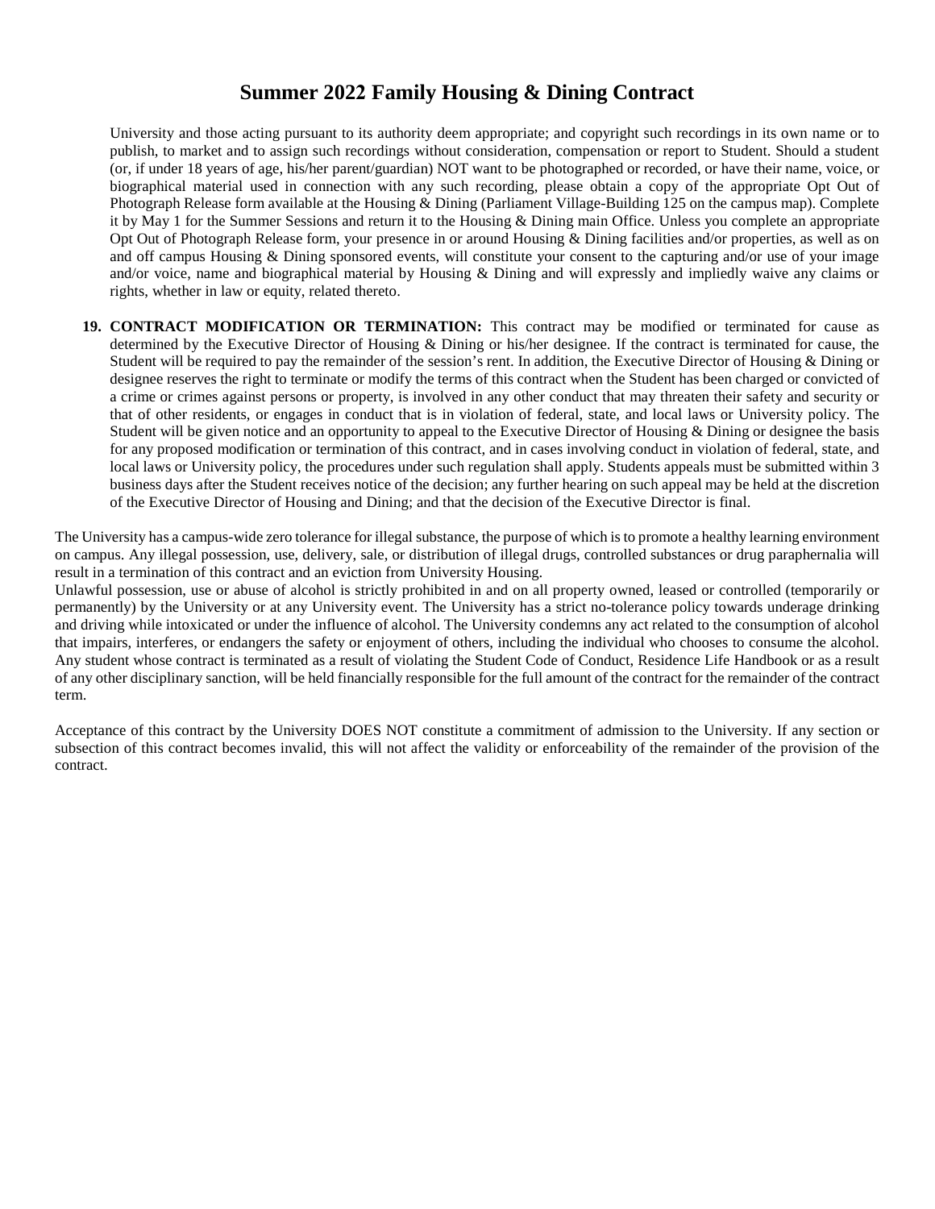University and those acting pursuant to its authority deem appropriate; and copyright such recordings in its own name or to publish, to market and to assign such recordings without consideration, compensation or report to Student. Should a student (or, if under 18 years of age, his/her parent/guardian) NOT want to be photographed or recorded, or have their name, voice, or biographical material used in connection with any such recording, please obtain a copy of the appropriate Opt Out of Photograph Release form available at the Housing & Dining (Parliament Village-Building 125 on the campus map). Complete it by May 1 for the Summer Sessions and return it to the Housing & Dining main Office. Unless you complete an appropriate Opt Out of Photograph Release form, your presence in or around Housing & Dining facilities and/or properties, as well as on and off campus Housing & Dining sponsored events, will constitute your consent to the capturing and/or use of your image and/or voice, name and biographical material by Housing & Dining and will expressly and impliedly waive any claims or rights, whether in law or equity, related thereto.

19. **CONTRACT MODIFICATION OR TERMINATION:** This contract may be modified or terminated for cause as determined by the Executive Director of Housing & Dining or his/her designee. If the contract is terminated for cause, the Student will be required to pay the remainder of the session's rent. In addition, the Executive Director of Housing & Dining or designee reserves the right to terminate or modify the terms of this contract when the Student has been charged or convicted of a crime or crimes against persons or property, is involved in any other conduct that may threaten their safety and security or that of other residents, or engages in conduct that is in violation of federal, state, and local laws or University policy. The Student will be given notice and an opportunity to appeal to the Executive Director of Housing & Dining or designee the basis for any proposed modification or termination of this contract, and in cases involving conduct in violation of federal, state, and local laws or University policy, the procedures under such regulation shall apply. Students appeals must be submitted within 3 business days after the Student receives notice of the decision; any further hearing on such appeal may be held at the discretion of the Executive Director of Housing and Dining; and that the decision of the Executive Director is final.

The University has a campus-wide zero tolerance for illegal substance, the purpose of which is to promote a healthy learning environment on campus. Any illegal possession, use, delivery, sale, or distribution of illegal drugs, controlled substances or drug paraphernalia will result in a termination of this contract and an eviction from University Housing.
Unlawful possession, use or abuse of alcohol is strictly prohibited in and on all property owned, leased or controlled (temporarily or permanently) by the University or at any University event. The University has a strict no-tolerance policy towards underage drinking and driving while intoxicated or under the influence of alcohol. The University condemns any act related to the consumption of alcohol that impairs, interferes, or endangers the safety or enjoyment of others, including the individual who chooses to consume the alcohol. Any student whose contract is terminated as a result of violating the Student Code of Conduct, Residence Life Handbook or as a result of any other disciplinary sanction, will be held financially responsible for the full amount of the contract for the remainder of the contract term.

Acceptance of this contract by the University DOES NOT constitute a commitment of admission to the University. If any section or subsection of this contract becomes invalid, this will not affect the validity or enforceability of the remainder of the provision of the contract.